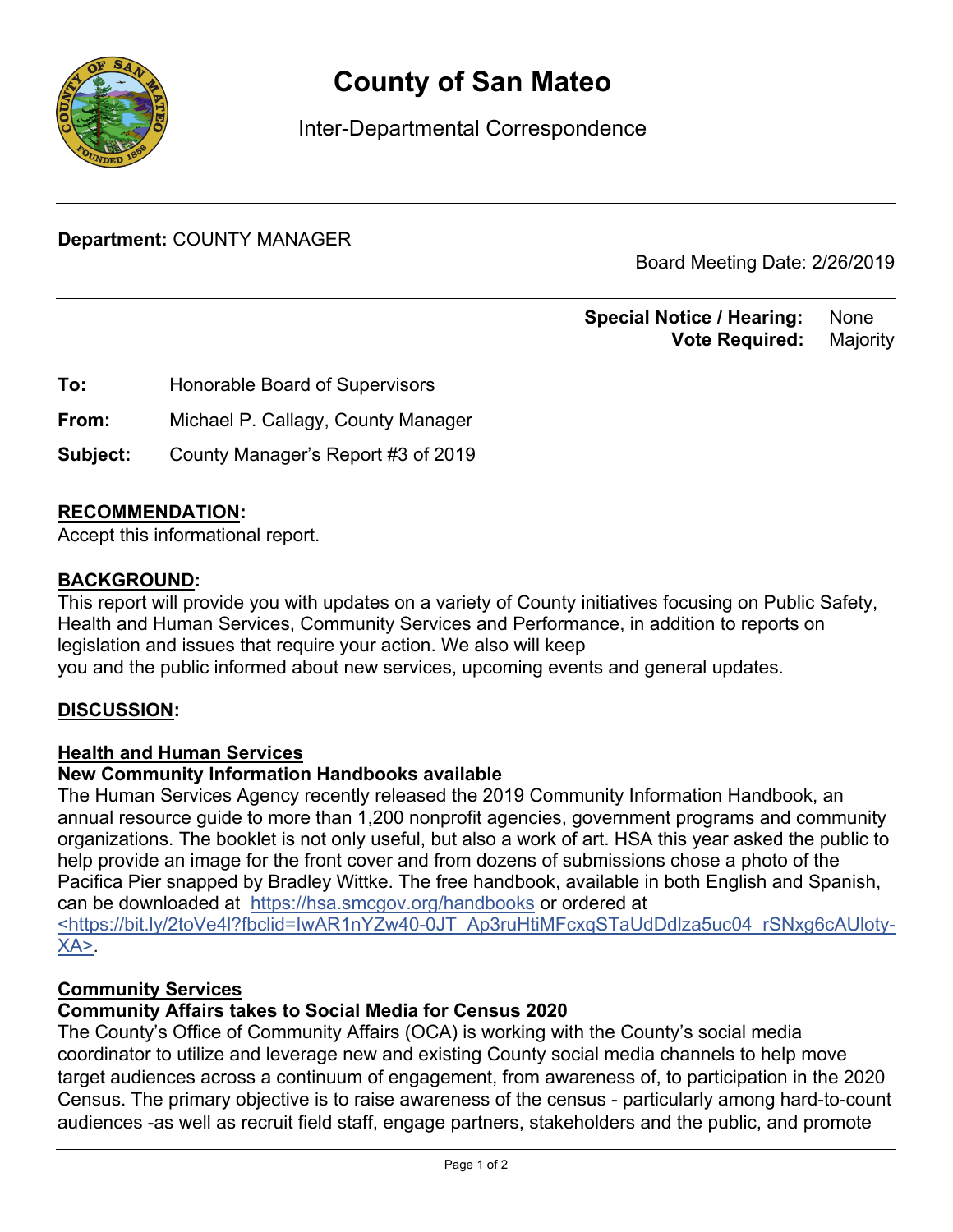# County of San Mateo

Inter-Departmental Correspondence

---

**Department:** COUNTY MANAGER

Board Meeting Date: 2/26/2019

**Special Notice / Hearing:** None
**Vote Required:** Majority

**To:** Honorable Board of Supervisors

**From:** Michael P. Callagy, County Manager

**Subject:** County Manager's Report #3 of 2019

## **RECOMMENDATION:**

Accept this informational report.

## **BACKGROUND:**

This report will provide you with updates on a variety of County initiatives focusing on Public Safety, Health and Human Services, Community Services and Performance, in addition to reports on legislation and issues that require your action. We also will keep
you and the public informed about new services, upcoming events and general updates.

## **DISCUSSION:**

### **Health and Human Services**

**New Community Information Handbooks available**

The Human Services Agency recently released the 2019 Community Information Handbook, an annual resource guide to more than 1,200 nonprofit agencies, government programs and community organizations. The booklet is not only useful, but also a work of art. HSA this year asked the public to help provide an image for the front cover and from dozens of submissions chose a photo of the Pacifica Pier snapped by Bradley Wittke. The free handbook, available in both English and Spanish, can be downloaded at https://hsa.smcgov.org/handbooks or ordered at <https://bit.ly/2toVe4l?fbclid=IwAR1nYZw40-0JT_Ap3ruHtiMFcxqSTaUdDdlza5uc04_rSNxg6cAUIoty-XA>.

### **Community Services**

**Community Affairs takes to Social Media for Census 2020**

The County's Office of Community Affairs (OCA) is working with the County's social media coordinator to utilize and leverage new and existing County social media channels to help move target audiences across a continuum of engagement, from awareness of, to participation in the 2020 Census. The primary objective is to raise awareness of the census - particularly among hard-to-count audiences -as well as recruit field staff, engage partners, stakeholders and the public, and promote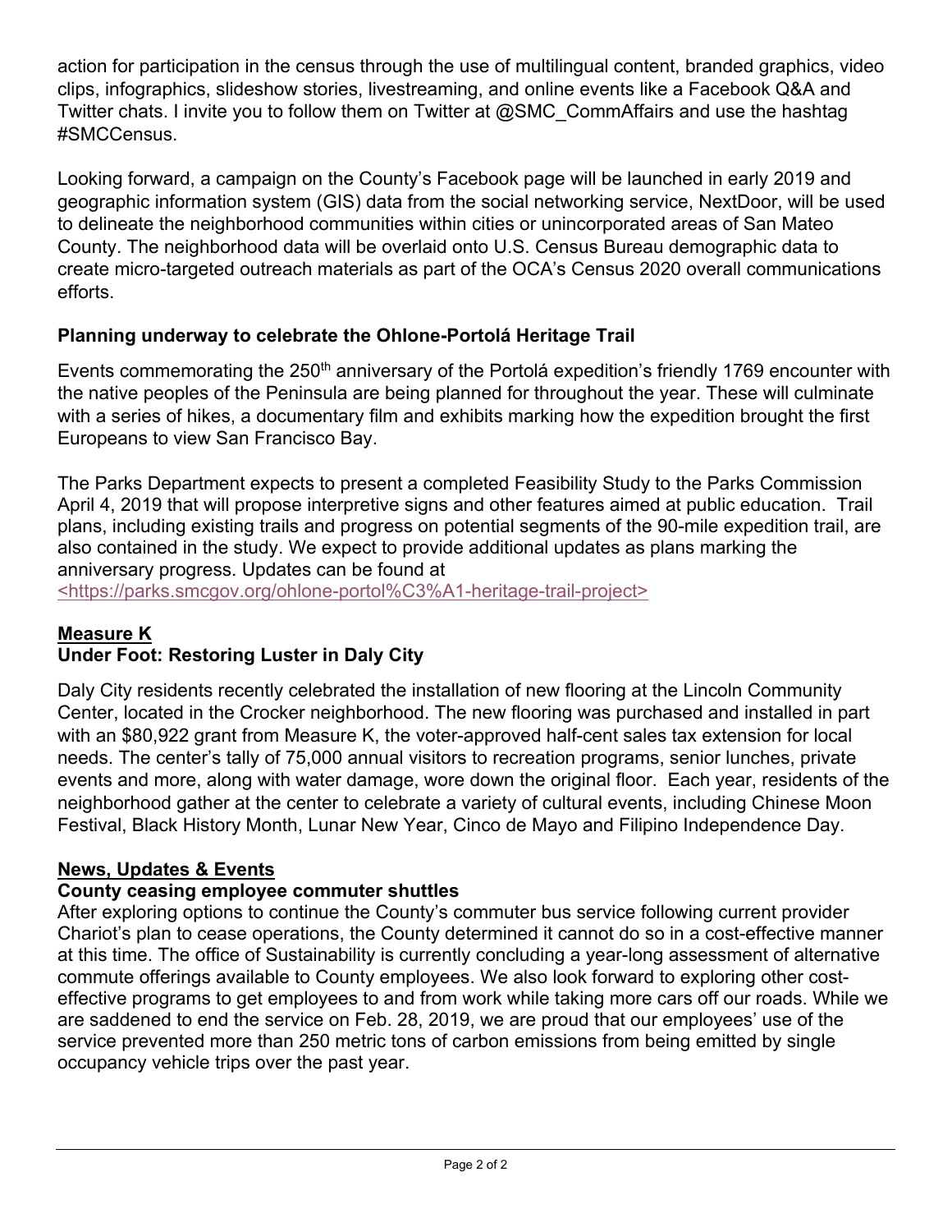action for participation in the census through the use of multilingual content, branded graphics, video clips, infographics, slideshow stories, livestreaming, and online events like a Facebook Q&A and Twitter chats. I invite you to follow them on Twitter at @SMC_CommAffairs and use the hashtag #SMCCensus.

Looking forward, a campaign on the County's Facebook page will be launched in early 2019 and geographic information system (GIS) data from the social networking service, NextDoor, will be used to delineate the neighborhood communities within cities or unincorporated areas of San Mateo County. The neighborhood data will be overlaid onto U.S. Census Bureau demographic data to create micro-targeted outreach materials as part of the OCA's Census 2020 overall communications efforts.

**Planning underway to celebrate the Ohlone-Portolá Heritage Trail**

Events commemorating the 250th anniversary of the Portolá expedition's friendly 1769 encounter with the native peoples of the Peninsula are being planned for throughout the year. These will culminate with a series of hikes, a documentary film and exhibits marking how the expedition brought the first Europeans to view San Francisco Bay.

The Parks Department expects to present a completed Feasibility Study to the Parks Commission April 4, 2019 that will propose interpretive signs and other features aimed at public education. Trail plans, including existing trails and progress on potential segments of the 90-mile expedition trail, are also contained in the study. We expect to provide additional updates as plans marking the anniversary progress. Updates can be found at <https://parks.smcgov.org/ohlone-portol%C3%A1-heritage-trail-project>

**Measure K**

**Under Foot: Restoring Luster in Daly City**

Daly City residents recently celebrated the installation of new flooring at the Lincoln Community Center, located in the Crocker neighborhood. The new flooring was purchased and installed in part with an $80,922 grant from Measure K, the voter-approved half-cent sales tax extension for local needs. The center's tally of 75,000 annual visitors to recreation programs, senior lunches, private events and more, along with water damage, wore down the original floor. Each year, residents of the neighborhood gather at the center to celebrate a variety of cultural events, including Chinese Moon Festival, Black History Month, Lunar New Year, Cinco de Mayo and Filipino Independence Day.

**News, Updates & Events**

**County ceasing employee commuter shuttles**

After exploring options to continue the County's commuter bus service following current provider Chariot's plan to cease operations, the County determined it cannot do so in a cost-effective manner at this time. The office of Sustainability is currently concluding a year-long assessment of alternative commute offerings available to County employees. We also look forward to exploring other cost-effective programs to get employees to and from work while taking more cars off our roads. While we are saddened to end the service on Feb. 28, 2019, we are proud that our employees' use of the service prevented more than 250 metric tons of carbon emissions from being emitted by single occupancy vehicle trips over the past year.